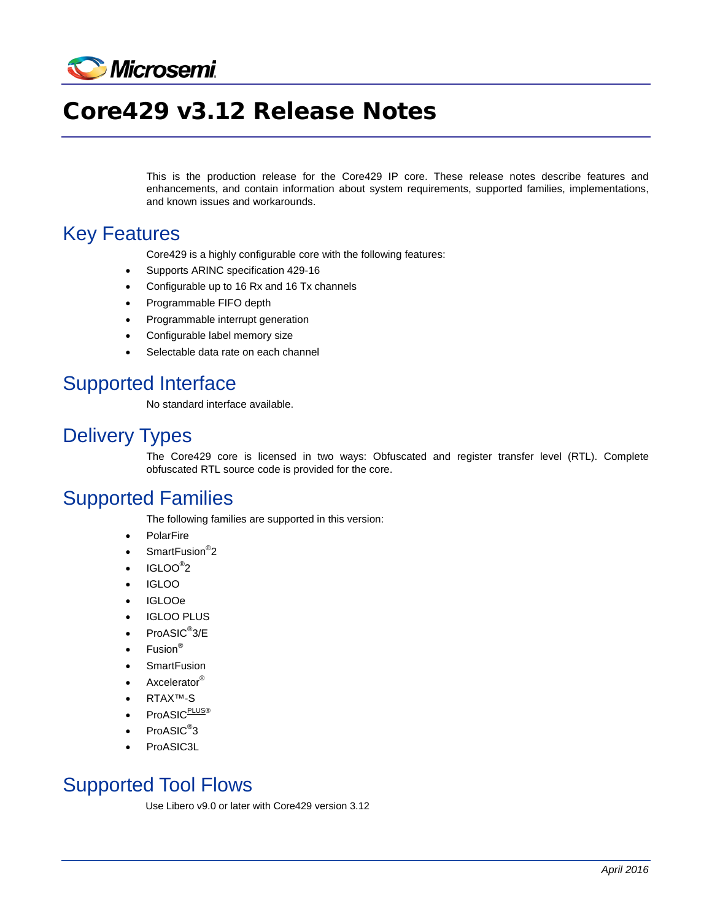# Core429 v3.12 Release Notes

This is the production release for the Core429 IP core. These release notes describe features and enhancements, and contain information about system requirements, supported families, implementations, and known issues and workarounds.

## Key Features

Core429 is a highly configurable core with the following features:

- Supports ARINC specification 429-16
- Configurable up to 16 Rx and 16 Tx channels
- Programmable FIFO depth
- Programmable interrupt generation
- Configurable label memory size
- Selectable data rate on each channel

## Supported Interface

No standard interface available.

## Delivery Types

The Core429 core is licensed in two ways: Obfuscated and register transfer level (RTL). Complete obfuscated RTL source code is provided for the core.

## Supported Families

The following families are supported in this version:

- PolarFire
- SmartFusion®2
- IGLOO®2
- IGLOO
- IGLOOe
- IGLOO PLUS
- ProASIC®3/E
- Fusion®
- SmartFusion
- Axcelerator®
- RTAX™-S
- ProASICPLUS®
- ProASIC®3
- ProASIC3L

## Supported Tool Flows

Use Libero v9.0 or later with Core429 version 3.12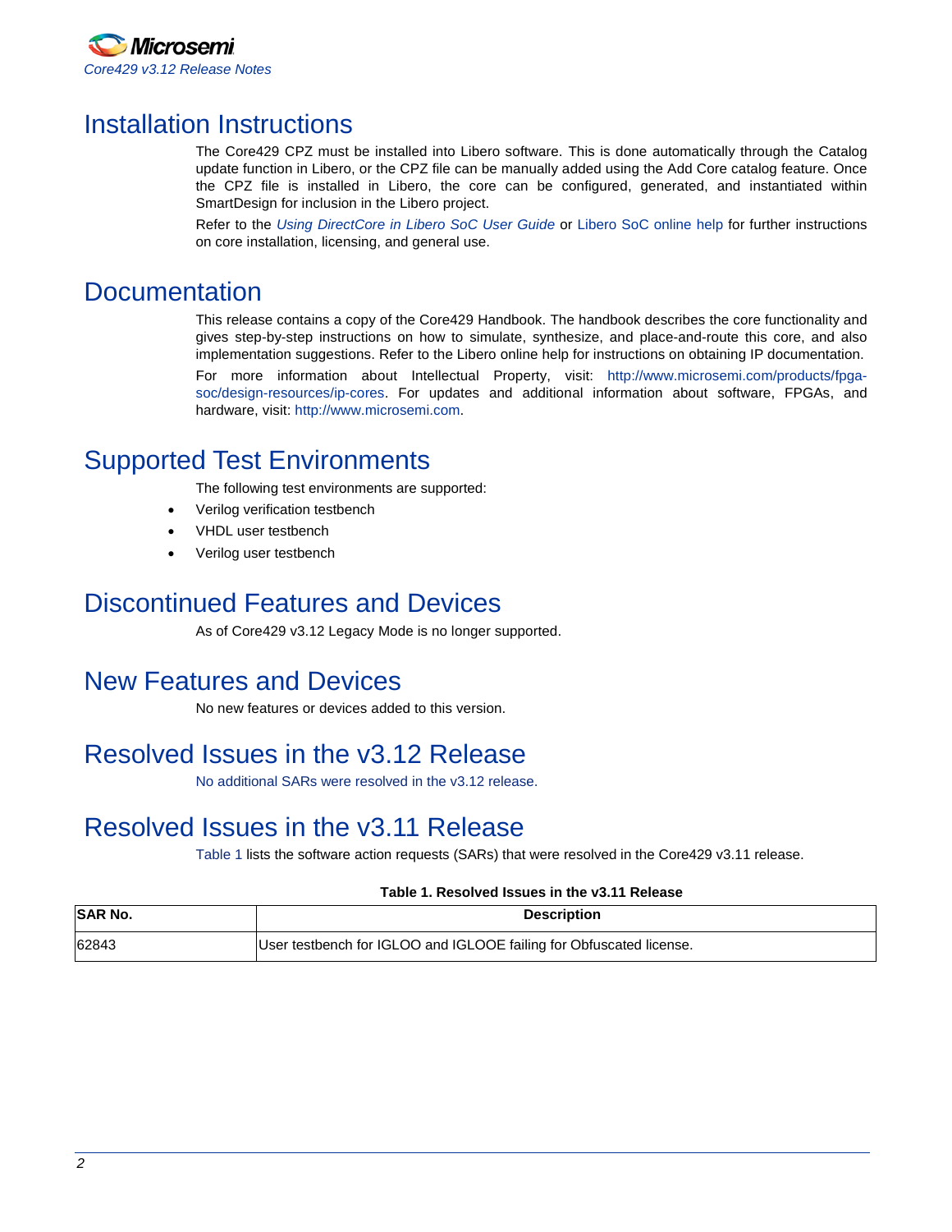# Installation Instructions

The Core429 CPZ must be installed into Libero software. This is done automatically through the Catalog update function in Libero, or the CPZ file can be manually added using the Add Core catalog feature. Once the CPZ file is installed in Libero, the core can be configured, generated, and instantiated within SmartDesign for inclusion in the Libero project.

Refer to the *Using DirectCore in Libero SoC User Guide* or Libero SoC online help for further instructions on core installation, licensing, and general use.

# Documentation

This release contains a copy of the Core429 Handbook. The handbook describes the core functionality and gives step-by-step instructions on how to simulate, synthesize, and place-and-route this core, and also implementation suggestions. Refer to the Libero online help for instructions on obtaining IP documentation.

For more information about Intellectual Property, visit: http://www.microsemi.com/products/fpga-soc/design-resources/ip-cores. For updates and additional information about software, FPGAs, and hardware, visit: http://www.microsemi.com.

# Supported Test Environments

The following test environments are supported:

- Verilog verification testbench
- VHDL user testbench
- Verilog user testbench

# Discontinued Features and Devices

As of Core429 v3.12 Legacy Mode is no longer supported.

# New Features and Devices

No new features or devices added to this version.

# Resolved Issues in the v3.12 Release

No additional SARs were resolved in the v3.12 release.

# Resolved Issues in the v3.11 Release

Table 1 lists the software action requests (SARs) that were resolved in the Core429 v3.11 release.

**Table 1. Resolved Issues in the v3.11 Release**

| SAR No. | Description |
|---|---|
| 62843 | User testbench for IGLOO and IGLOOE failing for Obfuscated license. |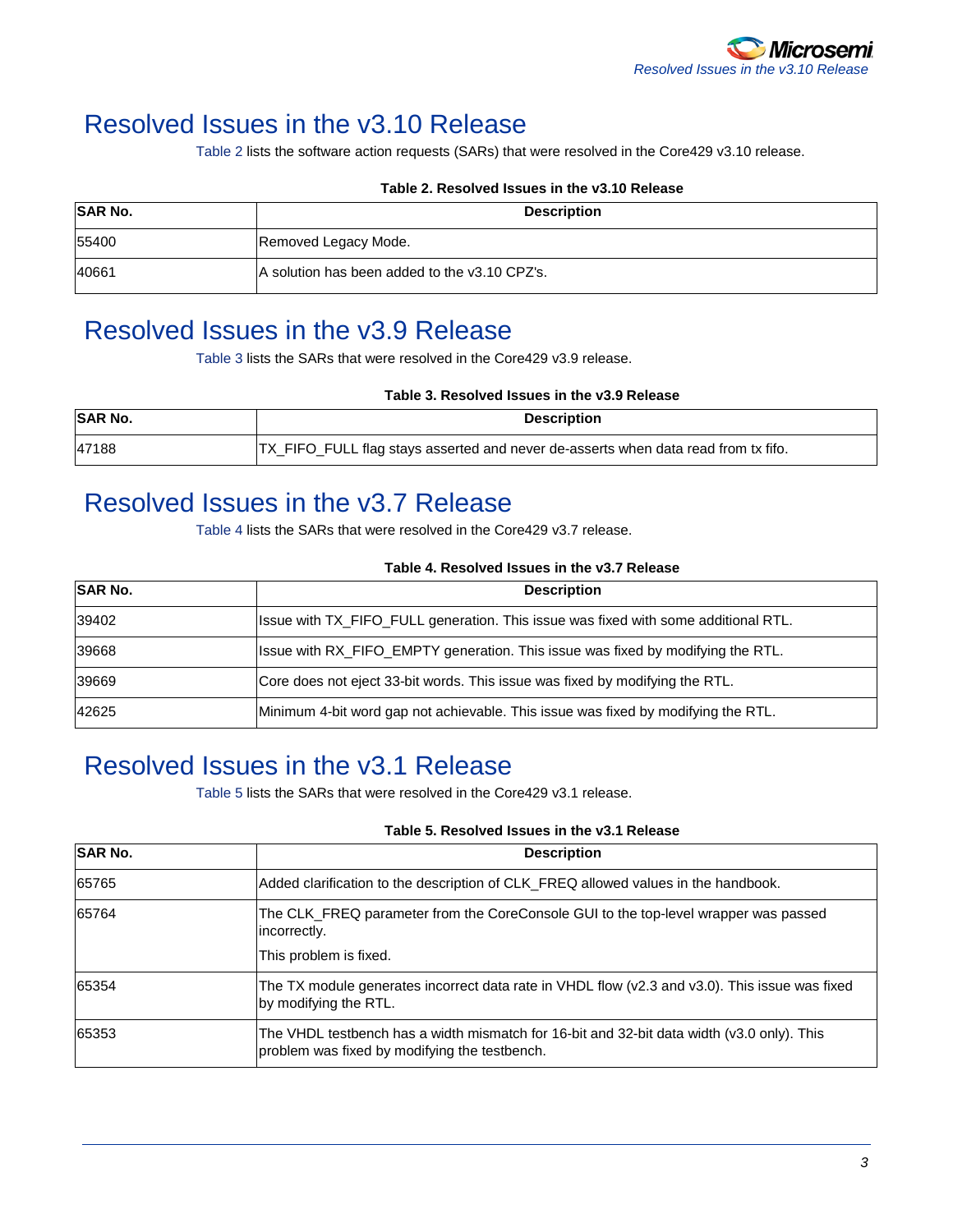# Resolved Issues in the v3.10 Release

Table 2 lists the software action requests (SARs) that were resolved in the Core429 v3.10 release.

**Table 2. Resolved Issues in the v3.10 Release**

| SAR No. | Description |
|---|---|
| 55400 | Removed Legacy Mode. |
| 40661 | A solution has been added to the v3.10 CPZ's. |

# Resolved Issues in the v3.9 Release

Table 3 lists the SARs that were resolved in the Core429 v3.9 release.

**Table 3. Resolved Issues in the v3.9 Release**

| SAR No. | Description |
|---|---|
| 47188 | TX_FIFO_FULL flag stays asserted and never de-asserts when data read from tx fifo. |

# Resolved Issues in the v3.7 Release

Table 4 lists the SARs that were resolved in the Core429 v3.7 release.

**Table 4. Resolved Issues in the v3.7 Release**

| SAR No. | Description |
|---|---|
| 39402 | Issue with TX_FIFO_FULL generation. This issue was fixed with some additional RTL. |
| 39668 | Issue with RX_FIFO_EMPTY generation. This issue was fixed by modifying the RTL. |
| 39669 | Core does not eject 33-bit words. This issue was fixed by modifying the RTL. |
| 42625 | Minimum 4-bit word gap not achievable. This issue was fixed by modifying the RTL. |

# Resolved Issues in the v3.1 Release

Table 5 lists the SARs that were resolved in the Core429 v3.1 release.

**Table 5. Resolved Issues in the v3.1 Release**

| SAR No. | Description |
|---|---|
| 65765 | Added clarification to the description of CLK_FREQ allowed values in the handbook. |
| 65764 | The CLK_FREQ parameter from the CoreConsole GUI to the top-level wrapper was passed incorrectly.<br>This problem is fixed. |
| 65354 | The TX module generates incorrect data rate in VHDL flow (v2.3 and v3.0). This issue was fixed by modifying the RTL. |
| 65353 | The VHDL testbench has a width mismatch for 16-bit and 32-bit data width (v3.0 only). This problem was fixed by modifying the testbench. |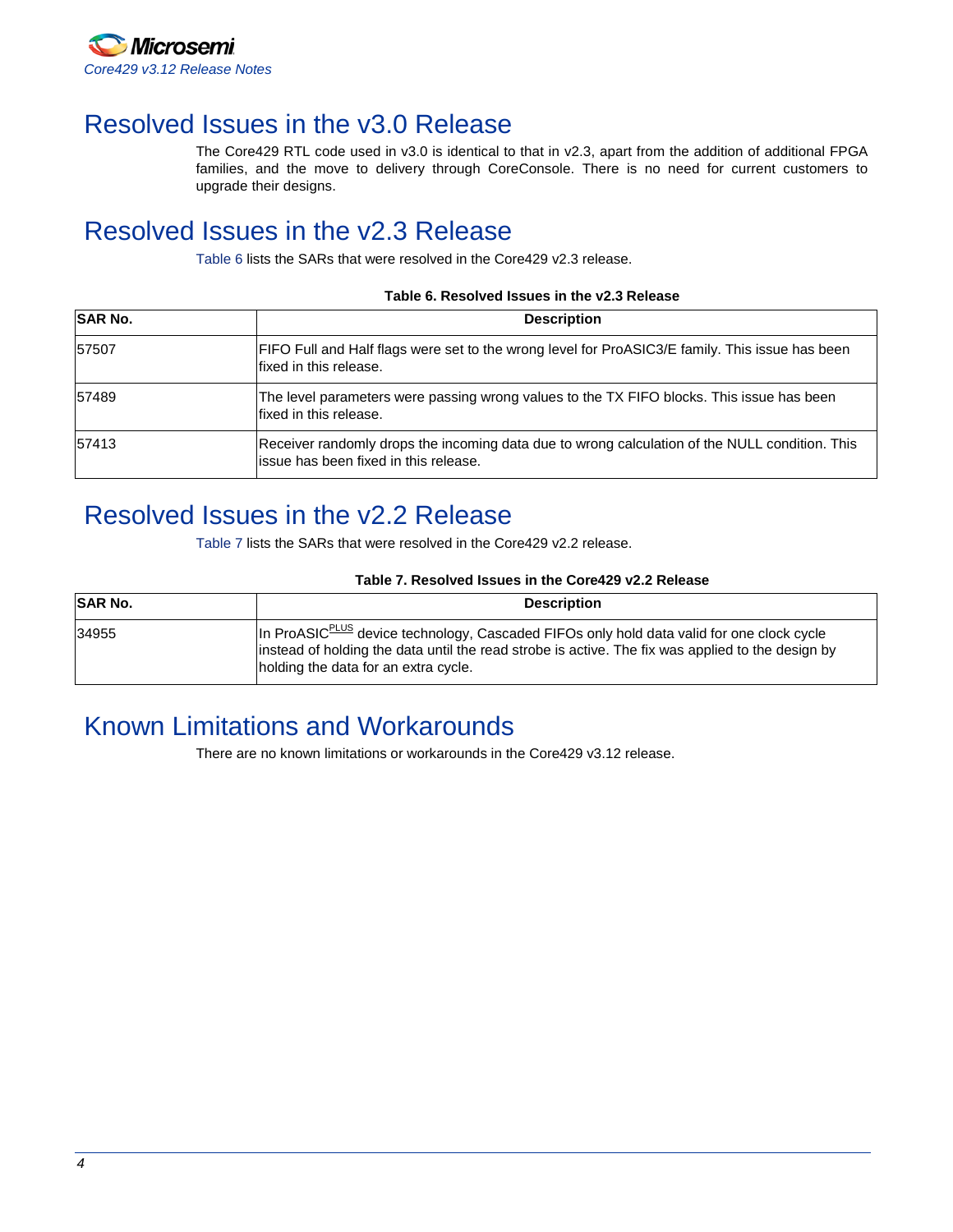# Resolved Issues in the v3.0 Release

The Core429 RTL code used in v3.0 is identical to that in v2.3, apart from the addition of additional FPGA families, and the move to delivery through CoreConsole. There is no need for current customers to upgrade their designs.

# Resolved Issues in the v2.3 Release

Table 6 lists the SARs that were resolved in the Core429 v2.3 release.

**Table 6. Resolved Issues in the v2.3 Release**

| SAR No. | Description |
|---|---|
| 57507 | FIFO Full and Half flags were set to the wrong level for ProASIC3/E family. This issue has been fixed in this release. |
| 57489 | The level parameters were passing wrong values to the TX FIFO blocks. This issue has been fixed in this release. |
| 57413 | Receiver randomly drops the incoming data due to wrong calculation of the NULL condition. This issue has been fixed in this release. |

# Resolved Issues in the v2.2 Release

Table 7 lists the SARs that were resolved in the Core429 v2.2 release.

**Table 7. Resolved Issues in the Core429 v2.2 Release**

| SAR No. | Description |
|---|---|
| 34955 | In ProASIC^PLUS device technology, Cascaded FIFOs only hold data valid for one clock cycle instead of holding the data until the read strobe is active. The fix was applied to the design by holding the data for an extra cycle. |

# Known Limitations and Workarounds

There are no known limitations or workarounds in the Core429 v3.12 release.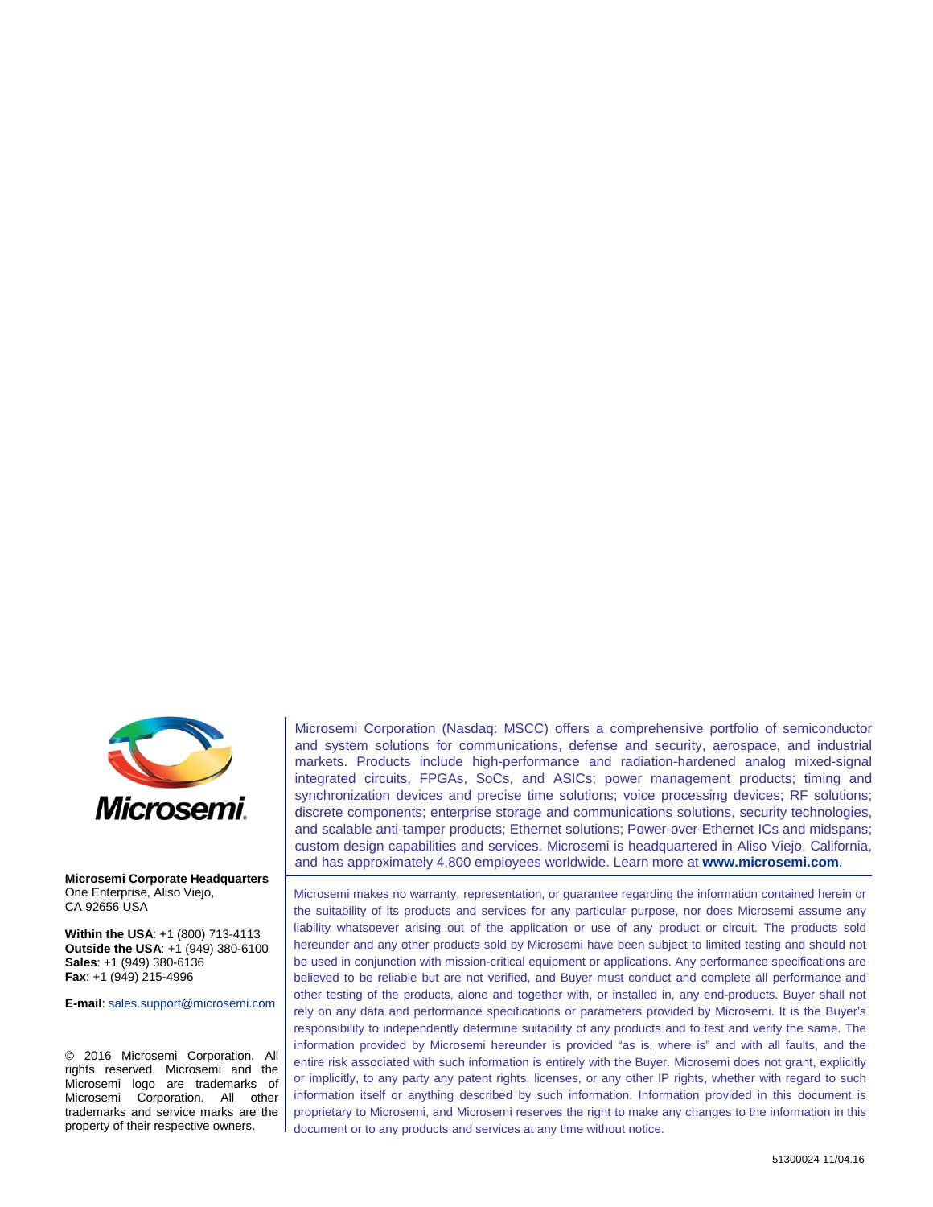**Microsemi Corporate Headquarters**
One Enterprise, Aliso Viejo,
CA 92656 USA

**Within the USA**: +1 (800) 713-4113
**Outside the USA**: +1 (949) 380-6100
**Sales**: +1 (949) 380-6136
**Fax**: +1 (949) 215-4996

**E-mail**: sales.support@microsemi.com

© 2016 Microsemi Corporation. All rights reserved. Microsemi and the Microsemi logo are trademarks of Microsemi Corporation. All other trademarks and service marks are the property of their respective owners.

Microsemi Corporation (Nasdaq: MSCC) offers a comprehensive portfolio of semiconductor and system solutions for communications, defense and security, aerospace, and industrial markets. Products include high-performance and radiation-hardened analog mixed-signal integrated circuits, FPGAs, SoCs, and ASICs; power management products; timing and synchronization devices and precise time solutions; voice processing devices; RF solutions; discrete components; enterprise storage and communications solutions, security technologies, and scalable anti-tamper products; Ethernet solutions; Power-over-Ethernet ICs and midspans; custom design capabilities and services. Microsemi is headquartered in Aliso Viejo, California, and has approximately 4,800 employees worldwide. Learn more at **www.microsemi.com**.

Microsemi makes no warranty, representation, or guarantee regarding the information contained herein or the suitability of its products and services for any particular purpose, nor does Microsemi assume any liability whatsoever arising out of the application or use of any product or circuit. The products sold hereunder and any other products sold by Microsemi have been subject to limited testing and should not be used in conjunction with mission-critical equipment or applications. Any performance specifications are believed to be reliable but are not verified, and Buyer must conduct and complete all performance and other testing of the products, alone and together with, or installed in, any end-products. Buyer shall not rely on any data and performance specifications or parameters provided by Microsemi. It is the Buyer's responsibility to independently determine suitability of any products and to test and verify the same. The information provided by Microsemi hereunder is provided "as is, where is" and with all faults, and the entire risk associated with such information is entirely with the Buyer. Microsemi does not grant, explicitly or implicitly, to any party any patent rights, licenses, or any other IP rights, whether with regard to such information itself or anything described by such information. Information provided in this document is proprietary to Microsemi, and Microsemi reserves the right to make any changes to the information in this document or to any products and services at any time without notice.

51300024-11/04.16